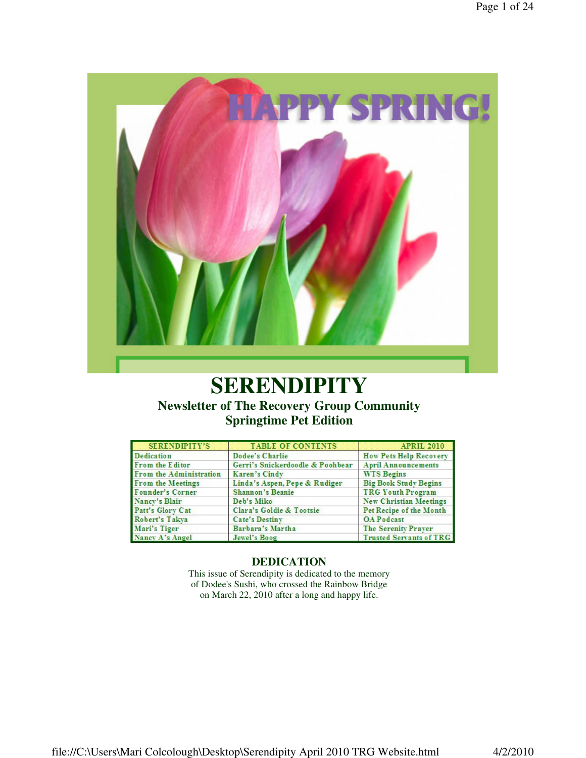HAPPY SPRING!

# SERENDIPITY

## Newsletter of The Recovery Group Community
## Springtime Pet Edition

| SERENDIPITY'S | TABLE OF CONTENTS | APRIL 2010 |
|---|---|---|
| Dedication | Dodee's Charlie | How Pets Help Recovery |
| From the Editor | Gerri's Snickerdoodle & Poohbear | April Announcements |
| From the Administration | Karen's Cindy | WTS Begins |
| From the Meetings | Linda's Aspen, Pepe & Rudiger | Big Book Study Begins |
| Founder's Corner | Shannon's Beanie | TRG Youth Program |
| Nancy's Blair | Deb's Miko | New Christian Meetings |
| Patt's Glory Cat | Clara's Goldie & Tootsie | Pet Recipe of the Month |
| Robert's Takya | Cate's Destiny | OA Podcast |
| Mari's Tiger | Barbara's Martha | The Serenity Prayer |
| Nancy A's Angel | Jewel's Boog | Trusted Servants of TRG |

### DEDICATION

This issue of Serendipity is dedicated to the memory of Dodee's Sushi, who crossed the Rainbow Bridge on March 22, 2010 after a long and happy life.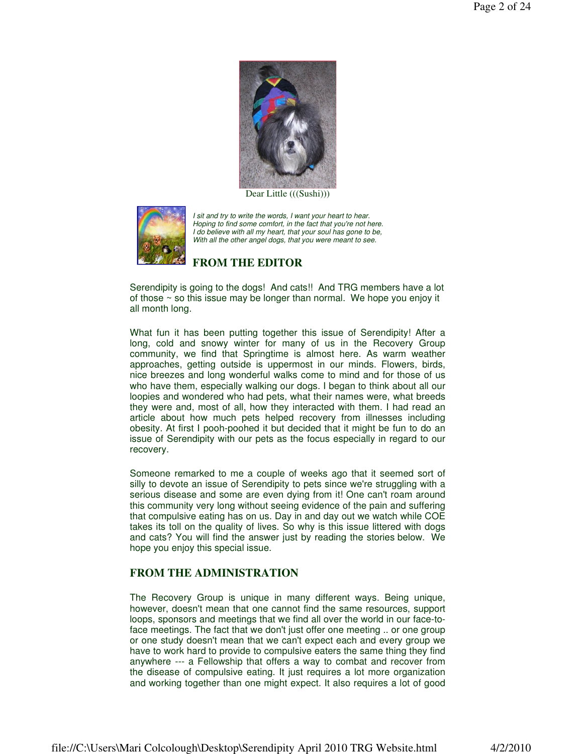Dear Little (((Sushi)))

*I sit and try to write the words, I want your heart to hear.*
*Hoping to find some comfort, in the fact that you're not here.*
*I do believe with all my heart, that your soul has gone to be,*
*With all the other angel dogs, that you were meant to see.*

## FROM THE EDITOR

Serendipity is going to the dogs! And cats!! And TRG members have a lot of those ~ so this issue may be longer than normal. We hope you enjoy it all month long.

What fun it has been putting together this issue of Serendipity! After a long, cold and snowy winter for many of us in the Recovery Group community, we find that Springtime is almost here. As warm weather approaches, getting outside is uppermost in our minds. Flowers, birds, nice breezes and long wonderful walks come to mind and for those of us who have them, especially walking our dogs. I began to think about all our loopies and wondered who had pets, what their names were, what breeds they were and, most of all, how they interacted with them. I had read an article about how much pets helped recovery from illnesses including obesity. At first I pooh-poohed it but decided that it might be fun to do an issue of Serendipity with our pets as the focus especially in regard to our recovery.

Someone remarked to me a couple of weeks ago that it seemed sort of silly to devote an issue of Serendipity to pets since we're struggling with a serious disease and some are even dying from it! One can't roam around this community very long without seeing evidence of the pain and suffering that compulsive eating has on us. Day in and day out we watch while COE takes its toll on the quality of lives. So why is this issue littered with dogs and cats? You will find the answer just by reading the stories below. We hope you enjoy this special issue.

## FROM THE ADMINISTRATION

The Recovery Group is unique in many different ways. Being unique, however, doesn't mean that one cannot find the same resources, support loops, sponsors and meetings that we find all over the world in our face-to-face meetings. The fact that we don't just offer one meeting .. or one group or one study doesn't mean that we can't expect each and every group we have to work hard to provide to compulsive eaters the same thing they find anywhere --- a Fellowship that offers a way to combat and recover from the disease of compulsive eating. It just requires a lot more organization and working together than one might expect. It also requires a lot of good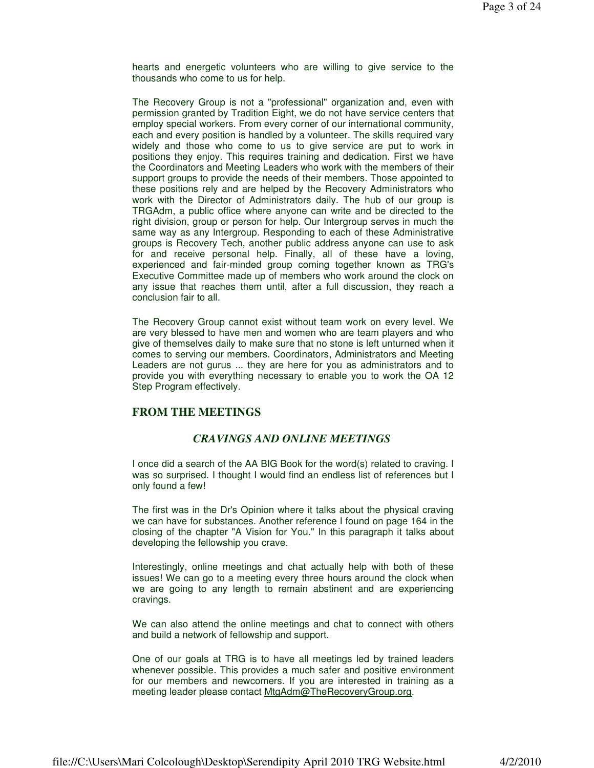hearts and energetic volunteers who are willing to give service to the thousands who come to us for help.

The Recovery Group is not a "professional" organization and, even with permission granted by Tradition Eight, we do not have service centers that employ special workers. From every corner of our international community, each and every position is handled by a volunteer. The skills required vary widely and those who come to us to give service are put to work in positions they enjoy. This requires training and dedication. First we have the Coordinators and Meeting Leaders who work with the members of their support groups to provide the needs of their members. Those appointed to these positions rely and are helped by the Recovery Administrators who work with the Director of Administrators daily. The hub of our group is TRGAdm, a public office where anyone can write and be directed to the right division, group or person for help. Our Intergroup serves in much the same way as any Intergroup. Responding to each of these Administrative groups is Recovery Tech, another public address anyone can use to ask for and receive personal help. Finally, all of these have a loving, experienced and fair-minded group coming together known as TRG's Executive Committee made up of members who work around the clock on any issue that reaches them until, after a full discussion, they reach a conclusion fair to all.

The Recovery Group cannot exist without team work on every level. We are very blessed to have men and women who are team players and who give of themselves daily to make sure that no stone is left unturned when it comes to serving our members. Coordinators, Administrators and Meeting Leaders are not gurus ... they are here for you as administrators and to provide you with everything necessary to enable you to work the OA 12 Step Program effectively.

## FROM THE MEETINGS

### *CRAVINGS AND ONLINE MEETINGS*

I once did a search of the AA BIG Book for the word(s) related to craving. I was so surprised. I thought I would find an endless list of references but I only found a few!

The first was in the Dr's Opinion where it talks about the physical craving we can have for substances. Another reference I found on page 164 in the closing of the chapter "A Vision for You." In this paragraph it talks about developing the fellowship you crave.

Interestingly, online meetings and chat actually help with both of these issues! We can go to a meeting every three hours around the clock when we are going to any length to remain abstinent and are experiencing cravings.

We can also attend the online meetings and chat to connect with others and build a network of fellowship and support.

One of our goals at TRG is to have all meetings led by trained leaders whenever possible. This provides a much safer and positive environment for our members and newcomers. If you are interested in training as a meeting leader please contact MtgAdm@TheRecoveryGroup.org.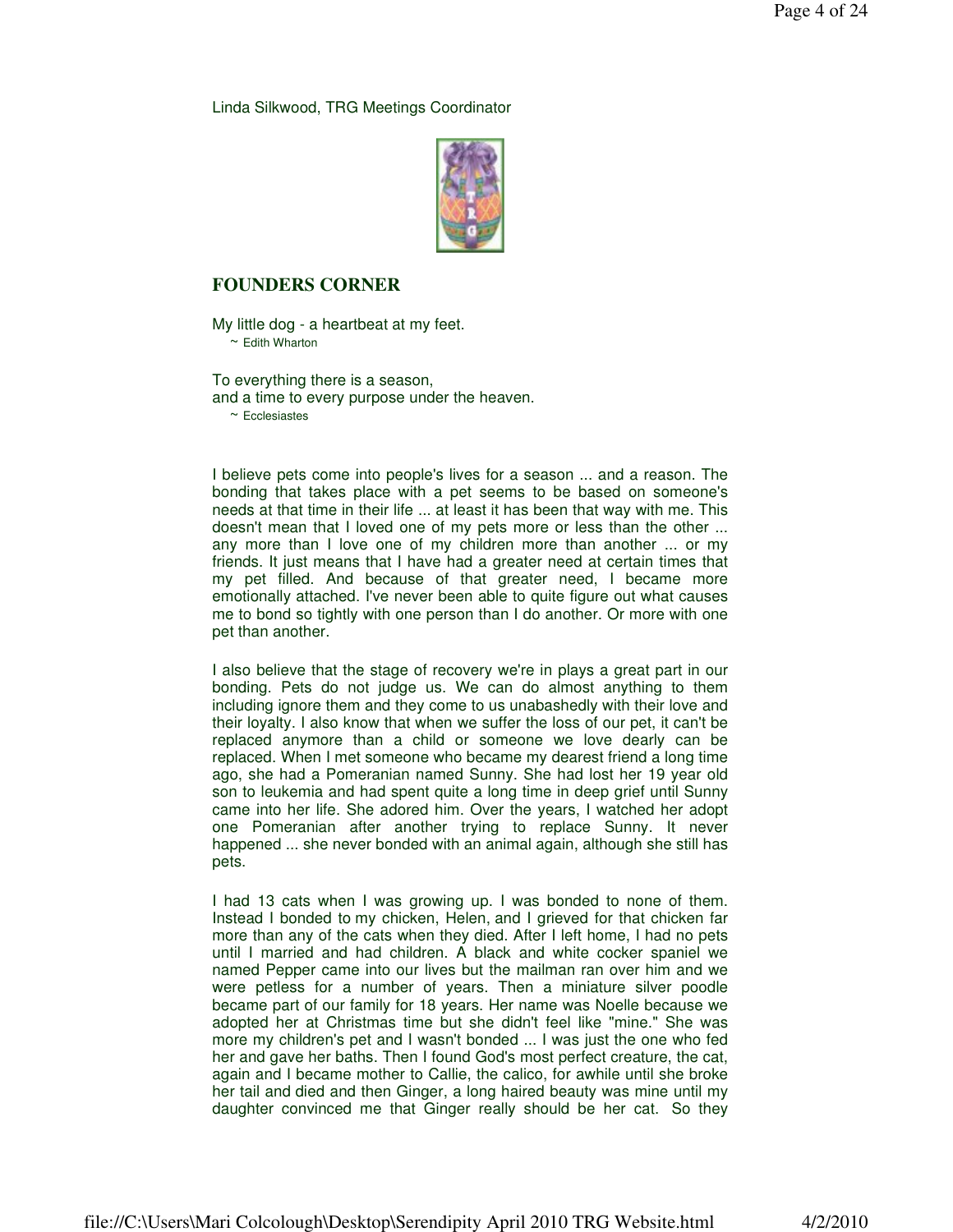Linda Silkwood, TRG Meetings Coordinator

## FOUNDERS CORNER

My little dog - a heartbeat at my feet.
~ Edith Wharton

To everything there is a season,
and a time to every purpose under the heaven.
~ Ecclesiastes

I believe pets come into people's lives for a season ... and a reason. The bonding that takes place with a pet seems to be based on someone's needs at that time in their life ... at least it has been that way with me. This doesn't mean that I loved one of my pets more or less than the other ... any more than I love one of my children more than another ... or my friends. It just means that I have had a greater need at certain times that my pet filled. And because of that greater need, I became more emotionally attached. I've never been able to quite figure out what causes me to bond so tightly with one person than I do another. Or more with one pet than another.

I also believe that the stage of recovery we're in plays a great part in our bonding. Pets do not judge us. We can do almost anything to them including ignore them and they come to us unabashedly with their love and their loyalty. I also know that when we suffer the loss of our pet, it can't be replaced anymore than a child or someone we love dearly can be replaced. When I met someone who became my dearest friend a long time ago, she had a Pomeranian named Sunny. She had lost her 19 year old son to leukemia and had spent quite a long time in deep grief until Sunny came into her life. She adored him. Over the years, I watched her adopt one Pomeranian after another trying to replace Sunny. It never happened ... she never bonded with an animal again, although she still has pets.

I had 13 cats when I was growing up. I was bonded to none of them. Instead I bonded to my chicken, Helen, and I grieved for that chicken far more than any of the cats when they died. After I left home, I had no pets until I married and had children. A black and white cocker spaniel we named Pepper came into our lives but the mailman ran over him and we were petless for a number of years. Then a miniature silver poodle became part of our family for 18 years. Her name was Noelle because we adopted her at Christmas time but she didn't feel like "mine." She was more my children's pet and I wasn't bonded ... I was just the one who fed her and gave her baths. Then I found God's most perfect creature, the cat, again and I became mother to Callie, the calico, for awhile until she broke her tail and died and then Ginger, a long haired beauty was mine until my daughter convinced me that Ginger really should be her cat. So they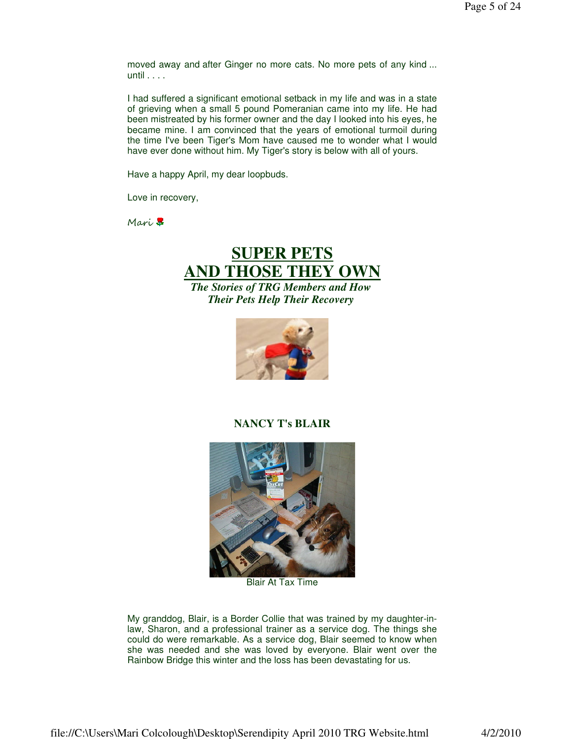moved away and after Ginger no more cats. No more pets of any kind ... until . . . .

I had suffered a significant emotional setback in my life and was in a state of grieving when a small 5 pound Pomeranian came into my life. He had been mistreated by his former owner and the day I looked into his eyes, he became mine. I am convinced that the years of emotional turmoil during the time I've been Tiger's Mom have caused me to wonder what I would have ever done without him. My Tiger's story is below with all of yours.

Have a happy April, my dear loopbuds.

Love in recovery,

Mari

# SUPER PETS AND THOSE THEY OWN

***The Stories of TRG Members and How Their Pets Help Their Recovery***

### NANCY T's BLAIR

Blair At Tax Time

My granddog, Blair, is a Border Collie that was trained by my daughter-in-law, Sharon, and a professional trainer as a service dog. The things she could do were remarkable. As a service dog, Blair seemed to know when she was needed and she was loved by everyone. Blair went over the Rainbow Bridge this winter and the loss has been devastating for us.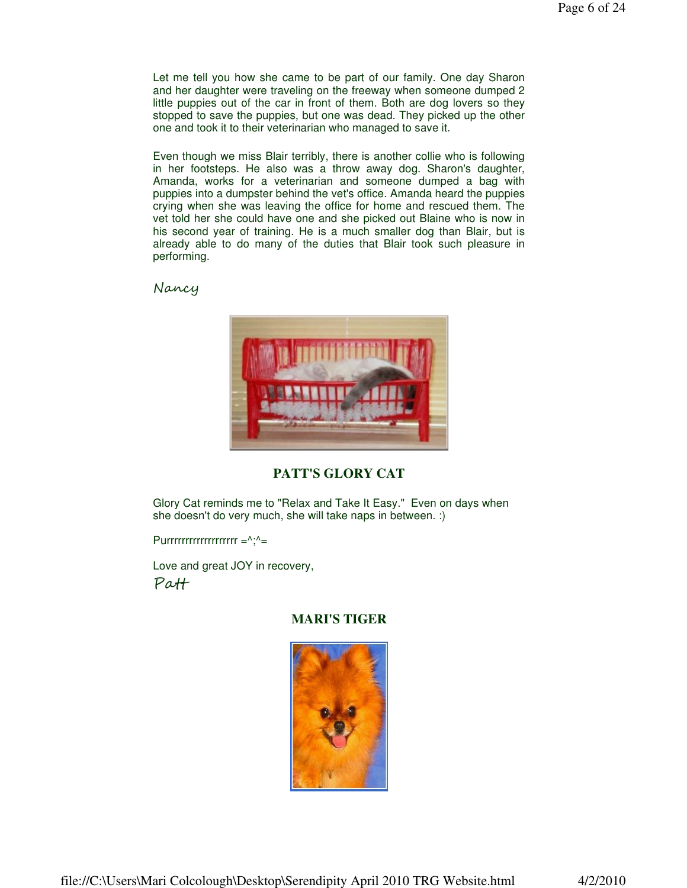Let me tell you how she came to be part of our family. One day Sharon and her daughter were traveling on the freeway when someone dumped 2 little puppies out of the car in front of them. Both are dog lovers so they stopped to save the puppies, but one was dead. They picked up the other one and took it to their veterinarian who managed to save it.

Even though we miss Blair terribly, there is another collie who is following in her footsteps. He also was a throw away dog. Sharon's daughter, Amanda, works for a veterinarian and someone dumped a bag with puppies into a dumpster behind the vet's office. Amanda heard the puppies crying when she was leaving the office for home and rescued them. The vet told her she could have one and she picked out Blaine who is now in his second year of training. He is a much smaller dog than Blair, but is already able to do many of the duties that Blair took such pleasure in performing.

*Nancy*

## PATT'S GLORY CAT

Glory Cat reminds me to "Relax and Take It Easy." Even on days when she doesn't do very much, she will take naps in between. :)

Purrrrrrrrrrrrrrrrrr =^;^=

Love and great JOY in recovery,

*Patt*

## MARI'S TIGER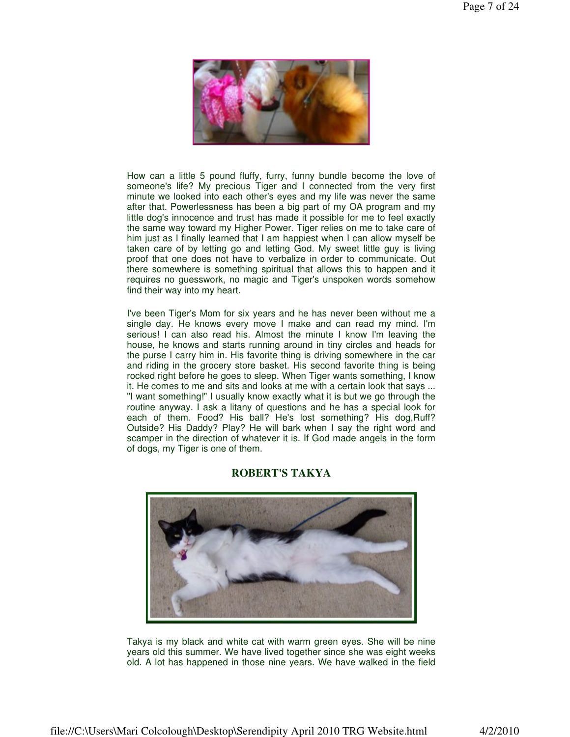How can a little 5 pound fluffy, furry, funny bundle become the love of someone's life? My precious Tiger and I connected from the very first minute we looked into each other's eyes and my life was never the same after that. Powerlessness has been a big part of my OA program and my little dog's innocence and trust has made it possible for me to feel exactly the same way toward my Higher Power. Tiger relies on me to take care of him just as I finally learned that I am happiest when I can allow myself be taken care of by letting go and letting God. My sweet little guy is living proof that one does not have to verbalize in order to communicate. Out there somewhere is something spiritual that allows this to happen and it requires no guesswork, no magic and Tiger's unspoken words somehow find their way into my heart.

I've been Tiger's Mom for six years and he has never been without me a single day. He knows every move I make and can read my mind. I'm serious! I can also read his. Almost the minute I know I'm leaving the house, he knows and starts running around in tiny circles and heads for the purse I carry him in. His favorite thing is driving somewhere in the car and riding in the grocery store basket. His second favorite thing is being rocked right before he goes to sleep. When Tiger wants something, I know it. He comes to me and sits and looks at me with a certain look that says ... "I want something!" I usually know exactly what it is but we go through the routine anyway. I ask a litany of questions and he has a special look for each of them. Food? His ball? He's lost something? His dog,Ruff? Outside? His Daddy? Play? He will bark when I say the right word and scamper in the direction of whatever it is. If God made angels in the form of dogs, my Tiger is one of them.

## ROBERT'S TAKYA

Takya is my black and white cat with warm green eyes. She will be nine years old this summer. We have lived together since she was eight weeks old. A lot has happened in those nine years. We have walked in the field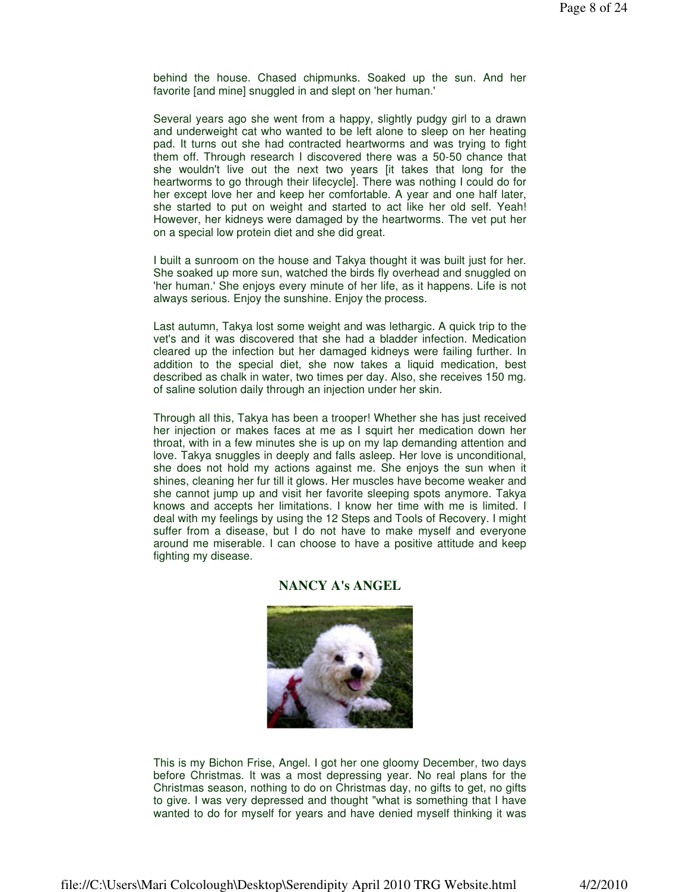behind the house. Chased chipmunks. Soaked up the sun. And her favorite [and mine] snuggled in and slept on 'her human.'

Several years ago she went from a happy, slightly pudgy girl to a drawn and underweight cat who wanted to be left alone to sleep on her heating pad. It turns out she had contracted heartworms and was trying to fight them off. Through research I discovered there was a 50-50 chance that she wouldn't live out the next two years [it takes that long for the heartworms to go through their lifecycle]. There was nothing I could do for her except love her and keep her comfortable. A year and one half later, she started to put on weight and started to act like her old self. Yeah! However, her kidneys were damaged by the heartworms. The vet put her on a special low protein diet and she did great.

I built a sunroom on the house and Takya thought it was built just for her. She soaked up more sun, watched the birds fly overhead and snuggled on 'her human.' She enjoys every minute of her life, as it happens. Life is not always serious. Enjoy the sunshine. Enjoy the process.

Last autumn, Takya lost some weight and was lethargic. A quick trip to the vet's and it was discovered that she had a bladder infection. Medication cleared up the infection but her damaged kidneys were failing further. In addition to the special diet, she now takes a liquid medication, best described as chalk in water, two times per day. Also, she receives 150 mg. of saline solution daily through an injection under her skin.

Through all this, Takya has been a trooper! Whether she has just received her injection or makes faces at me as I squirt her medication down her throat, with in a few minutes she is up on my lap demanding attention and love. Takya snuggles in deeply and falls asleep. Her love is unconditional, she does not hold my actions against me. She enjoys the sun when it shines, cleaning her fur till it glows. Her muscles have become weaker and she cannot jump up and visit her favorite sleeping spots anymore. Takya knows and accepts her limitations. I know her time with me is limited. I deal with my feelings by using the 12 Steps and Tools of Recovery. I might suffer from a disease, but I do not have to make myself and everyone around me miserable. I can choose to have a positive attitude and keep fighting my disease.

## NANCY A's ANGEL

This is my Bichon Frise, Angel. I got her one gloomy December, two days before Christmas. It was a most depressing year. No real plans for the Christmas season, nothing to do on Christmas day, no gifts to get, no gifts to give. I was very depressed and thought "what is something that I have wanted to do for myself for years and have denied myself thinking it was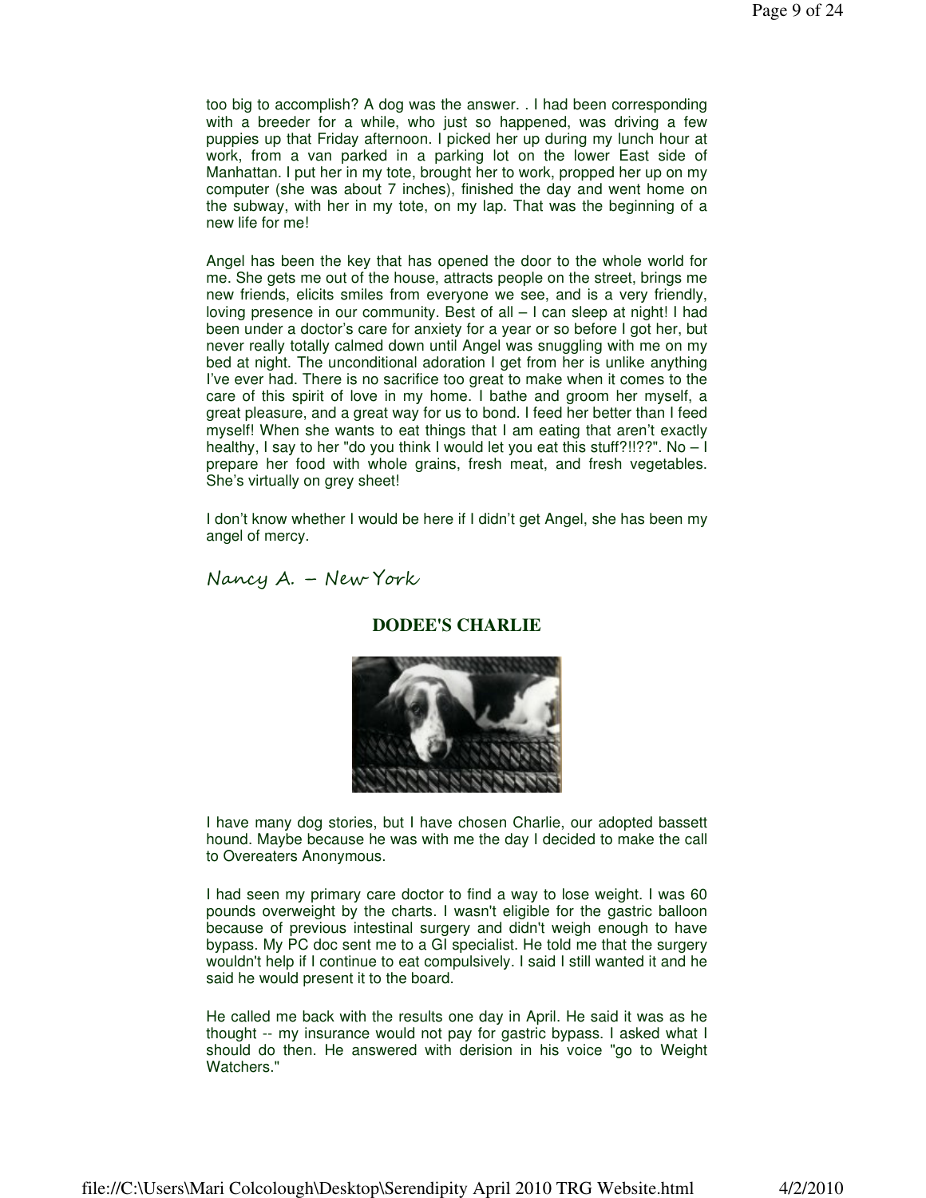too big to accomplish? A dog was the answer. . I had been corresponding with a breeder for a while, who just so happened, was driving a few puppies up that Friday afternoon. I picked her up during my lunch hour at work, from a van parked in a parking lot on the lower East side of Manhattan. I put her in my tote, brought her to work, propped her up on my computer (she was about 7 inches), finished the day and went home on the subway, with her in my tote, on my lap. That was the beginning of a new life for me!

Angel has been the key that has opened the door to the whole world for me. She gets me out of the house, attracts people on the street, brings me new friends, elicits smiles from everyone we see, and is a very friendly, loving presence in our community. Best of all – I can sleep at night! I had been under a doctor's care for anxiety for a year or so before I got her, but never really totally calmed down until Angel was snuggling with me on my bed at night. The unconditional adoration I get from her is unlike anything I've ever had. There is no sacrifice too great to make when it comes to the care of this spirit of love in my home. I bathe and groom her myself, a great pleasure, and a great way for us to bond. I feed her better than I feed myself! When she wants to eat things that I am eating that aren't exactly healthy, I say to her "do you think I would let you eat this stuff?!!??". No – I prepare her food with whole grains, fresh meat, and fresh vegetables. She's virtually on grey sheet!

I don't know whether I would be here if I didn't get Angel, she has been my angel of mercy.

*Nancy A. – New York*

## DODEE'S CHARLIE

I have many dog stories, but I have chosen Charlie, our adopted bassett hound. Maybe because he was with me the day I decided to make the call to Overeaters Anonymous.

I had seen my primary care doctor to find a way to lose weight. I was 60 pounds overweight by the charts. I wasn't eligible for the gastric balloon because of previous intestinal surgery and didn't weigh enough to have bypass. My PC doc sent me to a GI specialist. He told me that the surgery wouldn't help if I continue to eat compulsively. I said I still wanted it and he said he would present it to the board.

He called me back with the results one day in April. He said it was as he thought -- my insurance would not pay for gastric bypass. I asked what I should do then. He answered with derision in his voice "go to Weight Watchers."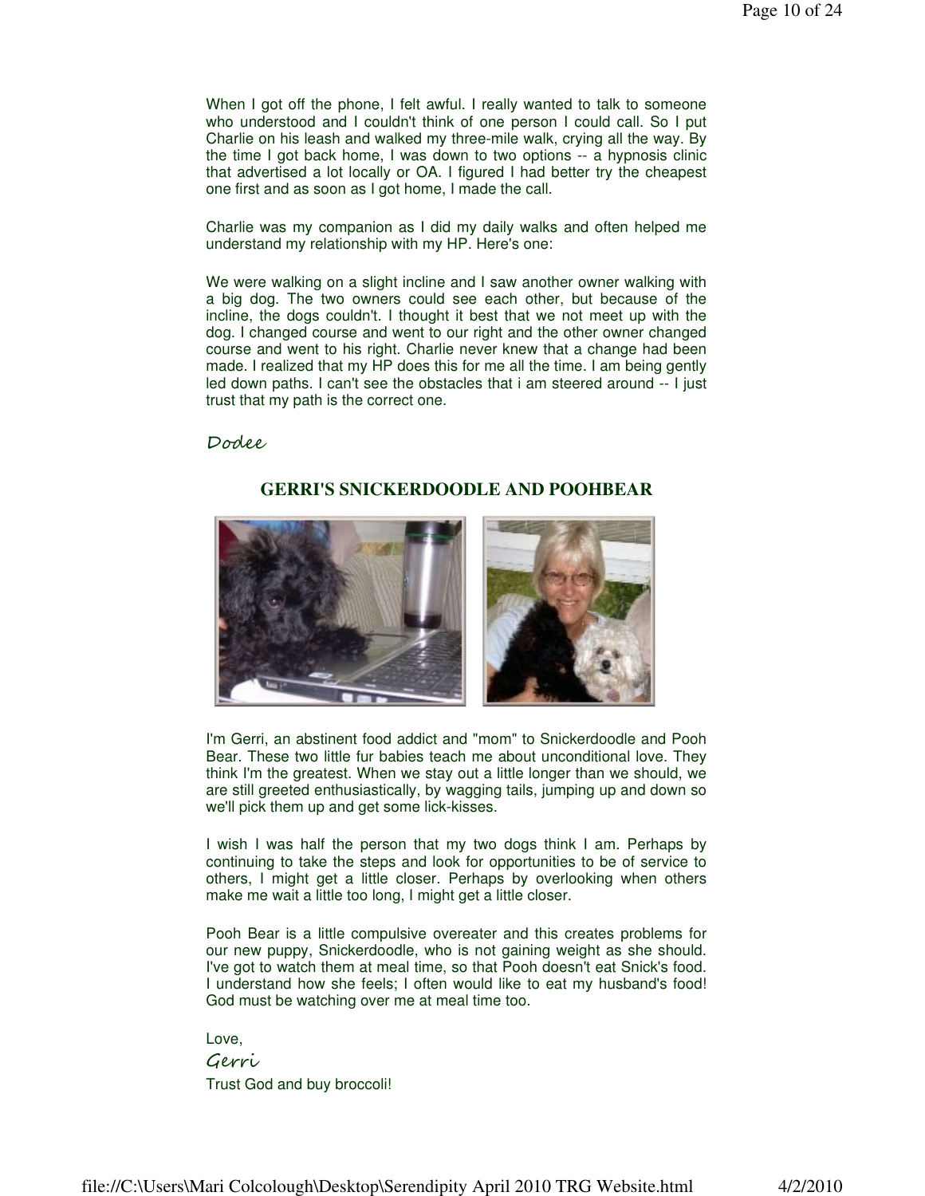When I got off the phone, I felt awful. I really wanted to talk to someone who understood and I couldn't think of one person I could call. So I put Charlie on his leash and walked my three-mile walk, crying all the way. By the time I got back home, I was down to two options -- a hypnosis clinic that advertised a lot locally or OA. I figured I had better try the cheapest one first and as soon as I got home, I made the call.

Charlie was my companion as I did my daily walks and often helped me understand my relationship with my HP. Here's one:

We were walking on a slight incline and I saw another owner walking with a big dog. The two owners could see each other, but because of the incline, the dogs couldn't. I thought it best that we not meet up with the dog. I changed course and went to our right and the other owner changed course and went to his right. Charlie never knew that a change had been made. I realized that my HP does this for me all the time. I am being gently led down paths. I can't see the obstacles that i am steered around -- I just trust that my path is the correct one.

*Dodee*

## GERRI'S SNICKERDOODLE AND POOHBEAR

I'm Gerri, an abstinent food addict and "mom" to Snickerdoodle and Pooh Bear. These two little fur babies teach me about unconditional love. They think I'm the greatest. When we stay out a little longer than we should, we are still greeted enthusiastically, by wagging tails, jumping up and down so we'll pick them up and get some lick-kisses.

I wish I was half the person that my two dogs think I am. Perhaps by continuing to take the steps and look for opportunities to be of service to others, I might get a little closer. Perhaps by overlooking when others make me wait a little too long, I might get a little closer.

Pooh Bear is a little compulsive overeater and this creates problems for our new puppy, Snickerdoodle, who is not gaining weight as she should. I've got to watch them at meal time, so that Pooh doesn't eat Snick's food. I understand how she feels; I often would like to eat my husband's food! God must be watching over me at meal time too.

Love,

*Gerri*

Trust God and buy broccoli!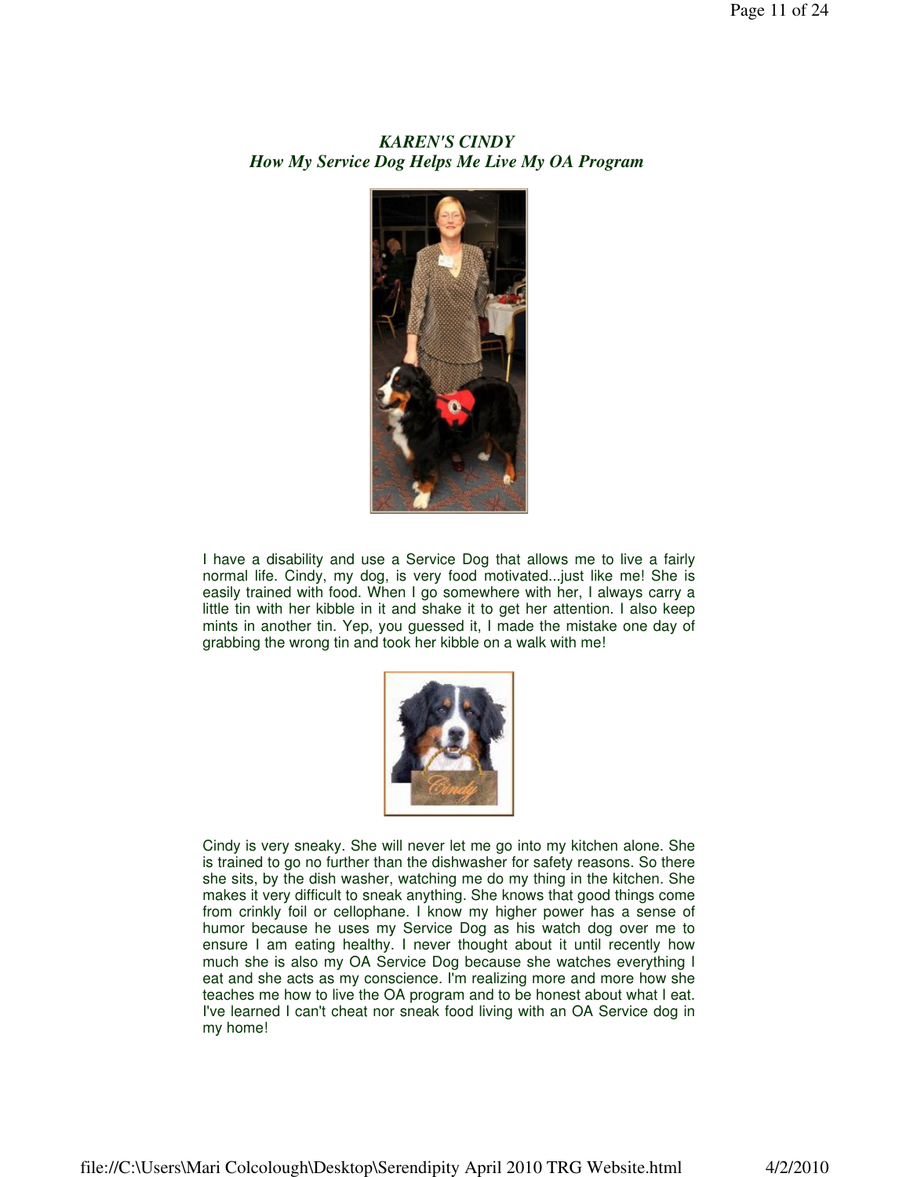### *KAREN'S CINDY*
### *How My Service Dog Helps Me Live My OA Program*

I have a disability and use a Service Dog that allows me to live a fairly normal life. Cindy, my dog, is very food motivated...just like me! She is easily trained with food. When I go somewhere with her, I always carry a little tin with her kibble in it and shake it to get her attention. I also keep mints in another tin. Yep, you guessed it, I made the mistake one day of grabbing the wrong tin and took her kibble on a walk with me!

Cindy is very sneaky. She will never let me go into my kitchen alone. She is trained to go no further than the dishwasher for safety reasons. So there she sits, by the dish washer, watching me do my thing in the kitchen. She makes it very difficult to sneak anything. She knows that good things come from crinkly foil or cellophane. I know my higher power has a sense of humor because he uses my Service Dog as his watch dog over me to ensure I am eating healthy. I never thought about it until recently how much she is also my OA Service Dog because she watches everything I eat and she acts as my conscience. I'm realizing more and more how she teaches me how to live the OA program and to be honest about what I eat. I've learned I can't cheat nor sneak food living with an OA Service dog in my home!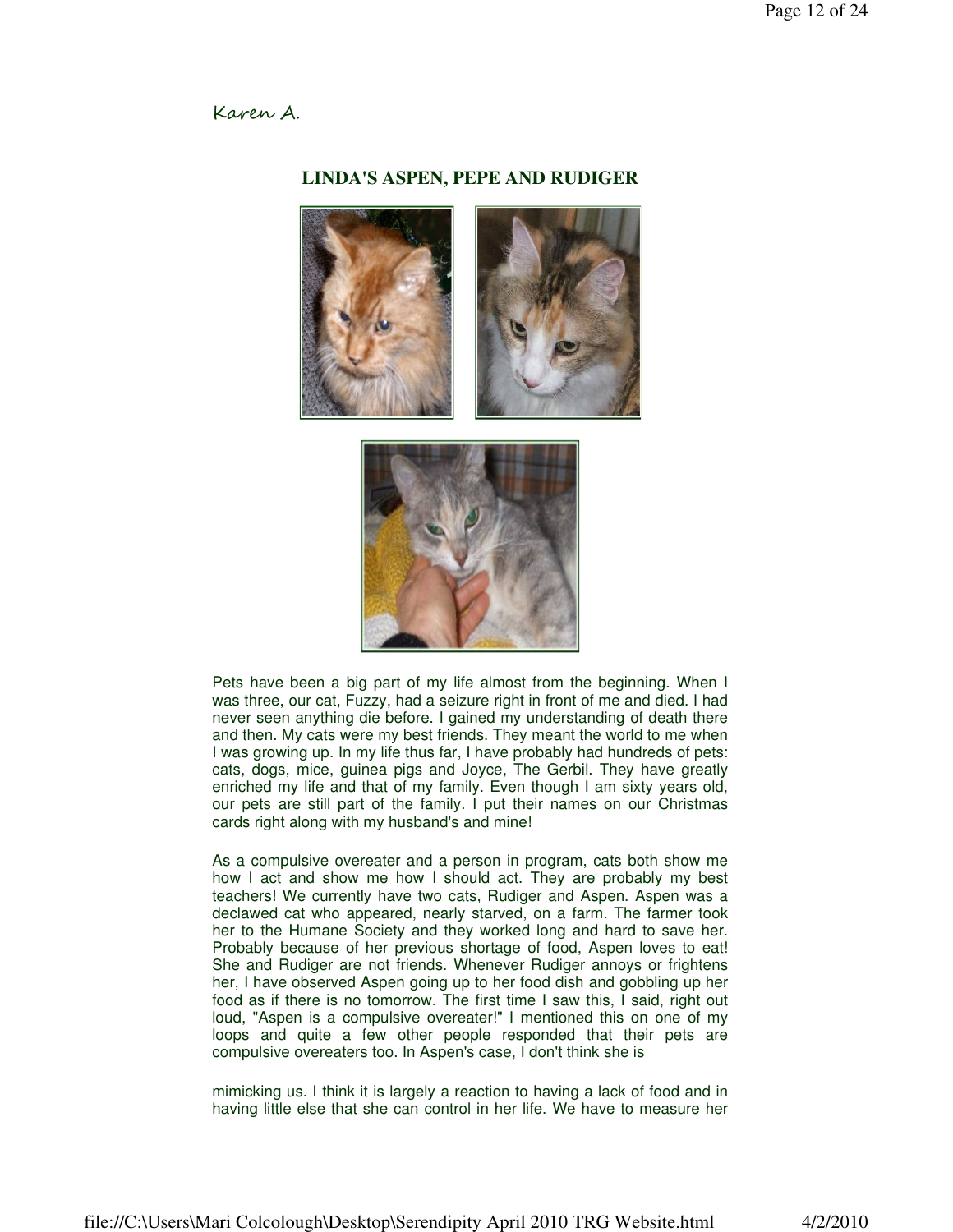Karen A.

## LINDA'S ASPEN, PEPE AND RUDIGER

Pets have been a big part of my life almost from the beginning. When I was three, our cat, Fuzzy, had a seizure right in front of me and died. I had never seen anything die before. I gained my understanding of death there and then. My cats were my best friends. They meant the world to me when I was growing up. In my life thus far, I have probably had hundreds of pets: cats, dogs, mice, guinea pigs and Joyce, The Gerbil. They have greatly enriched my life and that of my family. Even though I am sixty years old, our pets are still part of the family. I put their names on our Christmas cards right along with my husband's and mine!

As a compulsive overeater and a person in program, cats both show me how I act and show me how I should act. They are probably my best teachers! We currently have two cats, Rudiger and Aspen. Aspen was a declawed cat who appeared, nearly starved, on a farm. The farmer took her to the Humane Society and they worked long and hard to save her. Probably because of her previous shortage of food, Aspen loves to eat! She and Rudiger are not friends. Whenever Rudiger annoys or frightens her, I have observed Aspen going up to her food dish and gobbling up her food as if there is no tomorrow. The first time I saw this, I said, right out loud, "Aspen is a compulsive overeater!" I mentioned this on one of my loops and quite a few other people responded that their pets are compulsive overeaters too. In Aspen's case, I don't think she is mimicking us. I think it is largely a reaction to having a lack of food and in having little else that she can control in her life. We have to measure her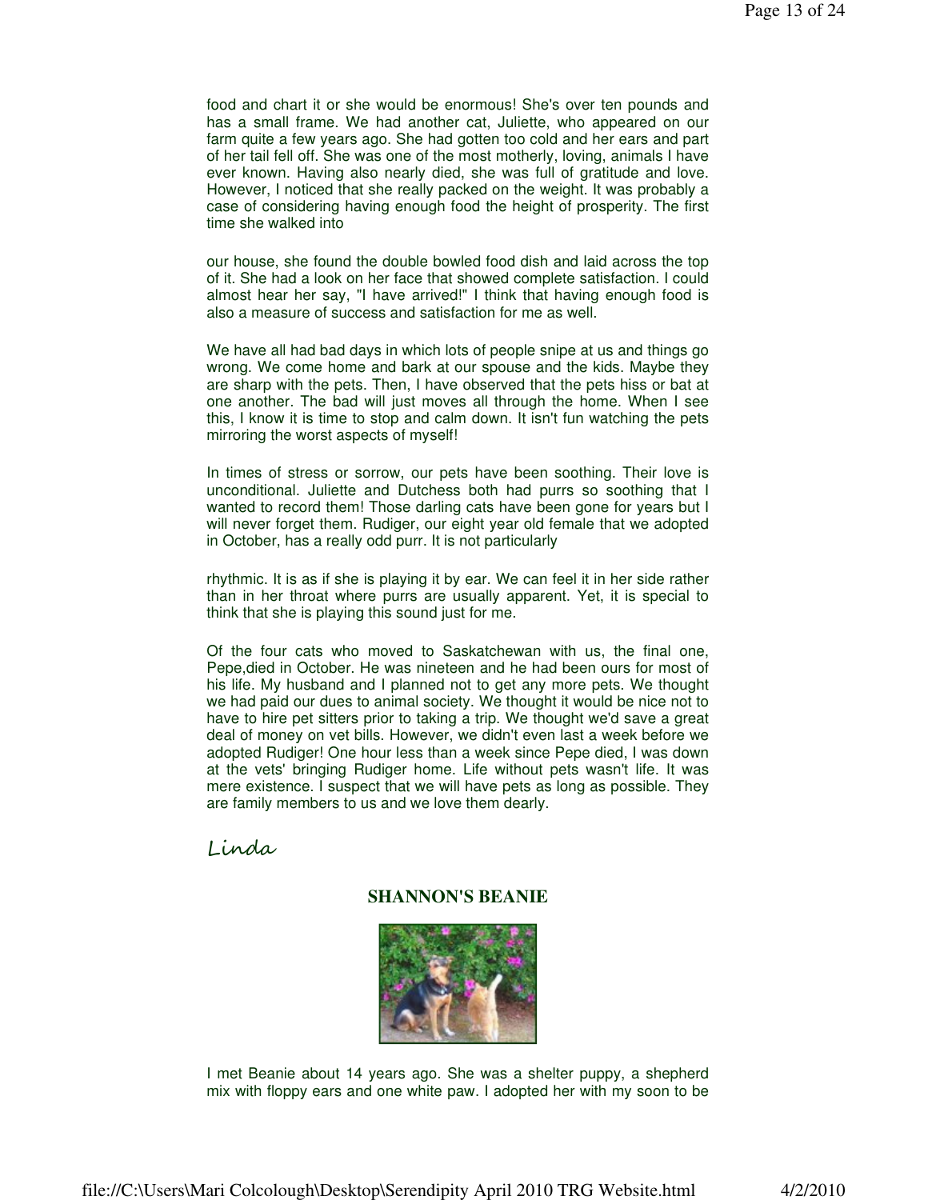food and chart it or she would be enormous! She's over ten pounds and has a small frame. We had another cat, Juliette, who appeared on our farm quite a few years ago. She had gotten too cold and her ears and part of her tail fell off. She was one of the most motherly, loving, animals I have ever known. Having also nearly died, she was full of gratitude and love. However, I noticed that she really packed on the weight. It was probably a case of considering having enough food the height of prosperity. The first time she walked into

our house, she found the double bowled food dish and laid across the top of it. She had a look on her face that showed complete satisfaction. I could almost hear her say, "I have arrived!" I think that having enough food is also a measure of success and satisfaction for me as well.

We have all had bad days in which lots of people snipe at us and things go wrong. We come home and bark at our spouse and the kids. Maybe they are sharp with the pets. Then, I have observed that the pets hiss or bat at one another. The bad will just moves all through the home. When I see this, I know it is time to stop and calm down. It isn't fun watching the pets mirroring the worst aspects of myself!

In times of stress or sorrow, our pets have been soothing. Their love is unconditional. Juliette and Dutchess both had purrs so soothing that I wanted to record them! Those darling cats have been gone for years but I will never forget them. Rudiger, our eight year old female that we adopted in October, has a really odd purr. It is not particularly

rhythmic. It is as if she is playing it by ear. We can feel it in her side rather than in her throat where purrs are usually apparent. Yet, it is special to think that she is playing this sound just for me.

Of the four cats who moved to Saskatchewan with us, the final one, Pepe,died in October. He was nineteen and he had been ours for most of his life. My husband and I planned not to get any more pets. We thought we had paid our dues to animal society. We thought it would be nice not to have to hire pet sitters prior to taking a trip. We thought we'd save a great deal of money on vet bills. However, we didn't even last a week before we adopted Rudiger! One hour less than a week since Pepe died, I was down at the vets' bringing Rudiger home. Life without pets wasn't life. It was mere existence. I suspect that we will have pets as long as possible. They are family members to us and we love them dearly.

*Linda*

## SHANNON'S BEANIE

I met Beanie about 14 years ago. She was a shelter puppy, a shepherd mix with floppy ears and one white paw. I adopted her with my soon to be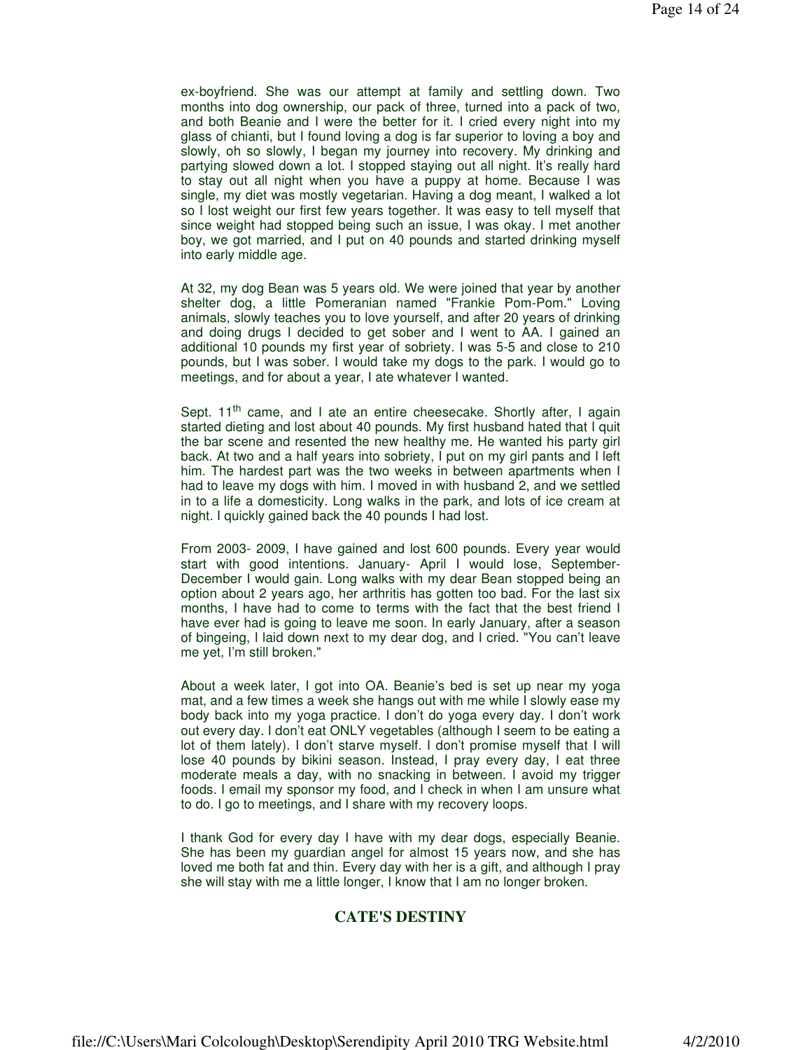ex-boyfriend. She was our attempt at family and settling down. Two months into dog ownership, our pack of three, turned into a pack of two, and both Beanie and I were the better for it. I cried every night into my glass of chianti, but I found loving a dog is far superior to loving a boy and slowly, oh so slowly, I began my journey into recovery. My drinking and partying slowed down a lot. I stopped staying out all night. It's really hard to stay out all night when you have a puppy at home. Because I was single, my diet was mostly vegetarian. Having a dog meant, I walked a lot so I lost weight our first few years together. It was easy to tell myself that since weight had stopped being such an issue, I was okay. I met another boy, we got married, and I put on 40 pounds and started drinking myself into early middle age.

At 32, my dog Bean was 5 years old. We were joined that year by another shelter dog, a little Pomeranian named "Frankie Pom-Pom." Loving animals, slowly teaches you to love yourself, and after 20 years of drinking and doing drugs I decided to get sober and I went to AA. I gained an additional 10 pounds my first year of sobriety. I was 5-5 and close to 210 pounds, but I was sober. I would take my dogs to the park. I would go to meetings, and for about a year, I ate whatever I wanted.

Sept. 11th came, and I ate an entire cheesecake. Shortly after, I again started dieting and lost about 40 pounds. My first husband hated that I quit the bar scene and resented the new healthy me. He wanted his party girl back. At two and a half years into sobriety, I put on my girl pants and I left him. The hardest part was the two weeks in between apartments when I had to leave my dogs with him. I moved in with husband 2, and we settled in to a life a domesticity. Long walks in the park, and lots of ice cream at night. I quickly gained back the 40 pounds I had lost.

From 2003- 2009, I have gained and lost 600 pounds. Every year would start with good intentions. January- April I would lose, September-December I would gain. Long walks with my dear Bean stopped being an option about 2 years ago, her arthritis has gotten too bad. For the last six months, I have had to come to terms with the fact that the best friend I have ever had is going to leave me soon. In early January, after a season of bingeing, I laid down next to my dear dog, and I cried. "You can't leave me yet, I'm still broken."

About a week later, I got into OA. Beanie's bed is set up near my yoga mat, and a few times a week she hangs out with me while I slowly ease my body back into my yoga practice. I don't do yoga every day. I don't work out every day. I don't eat ONLY vegetables (although I seem to be eating a lot of them lately). I don't starve myself. I don't promise myself that I will lose 40 pounds by bikini season. Instead, I pray every day, I eat three moderate meals a day, with no snacking in between. I avoid my trigger foods. I email my sponsor my food, and I check in when I am unsure what to do. I go to meetings, and I share with my recovery loops.

I thank God for every day I have with my dear dogs, especially Beanie. She has been my guardian angel for almost 15 years now, and she has loved me both fat and thin. Every day with her is a gift, and although I pray she will stay with me a little longer, I know that I am no longer broken.

## CATE'S DESTINY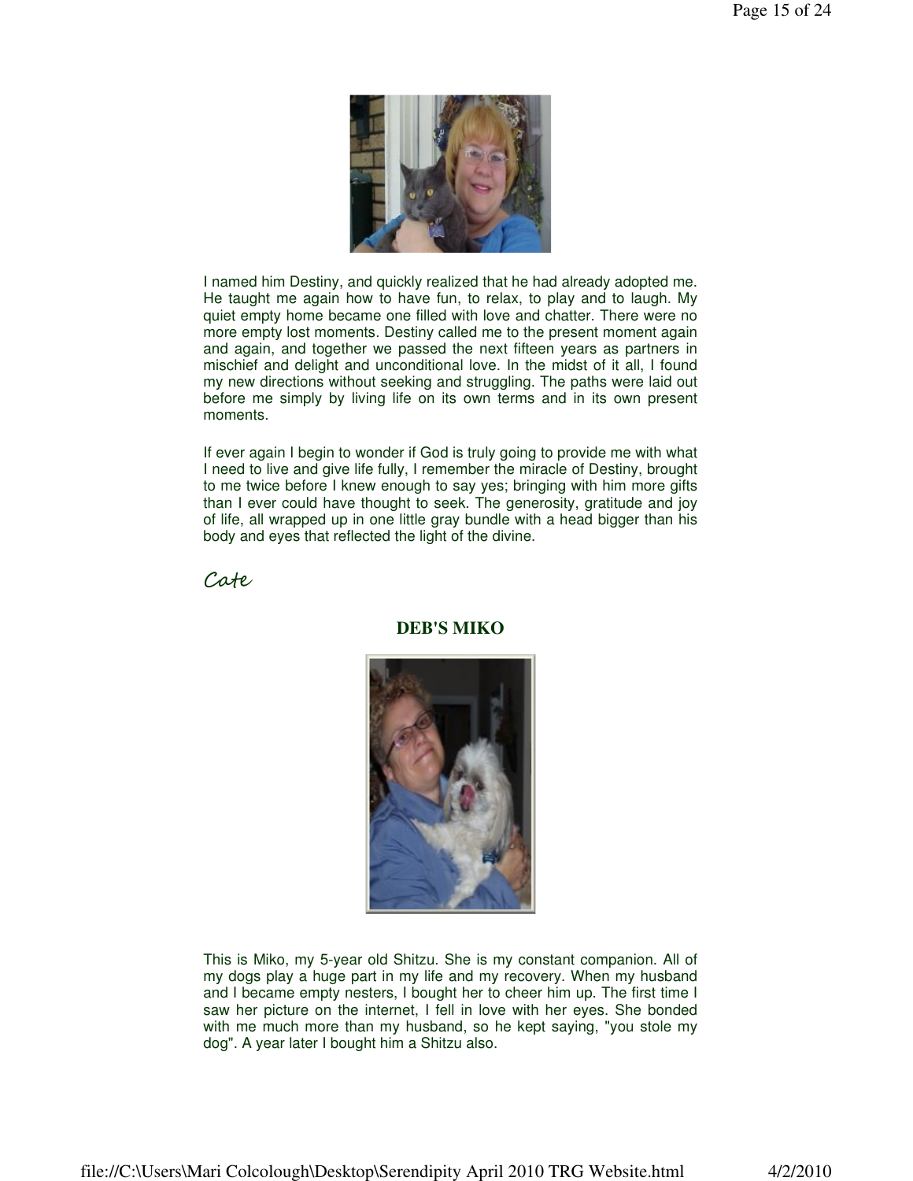I named him Destiny, and quickly realized that he had already adopted me. He taught me again how to have fun, to relax, to play and to laugh. My quiet empty home became one filled with love and chatter. There were no more empty lost moments. Destiny called me to the present moment again and again, and together we passed the next fifteen years as partners in mischief and delight and unconditional love. In the midst of it all, I found my new directions without seeking and struggling. The paths were laid out before me simply by living life on its own terms and in its own present moments.

If ever again I begin to wonder if God is truly going to provide me with what I need to live and give life fully, I remember the miracle of Destiny, brought to me twice before I knew enough to say yes; bringing with him more gifts than I ever could have thought to seek. The generosity, gratitude and joy of life, all wrapped up in one little gray bundle with a head bigger than his body and eyes that reflected the light of the divine.

*Cate*

## DEB'S MIKO

This is Miko, my 5-year old Shitzu. She is my constant companion. All of my dogs play a huge part in my life and my recovery. When my husband and I became empty nesters, I bought her to cheer him up. The first time I saw her picture on the internet, I fell in love with her eyes. She bonded with me much more than my husband, so he kept saying, "you stole my dog". A year later I bought him a Shitzu also.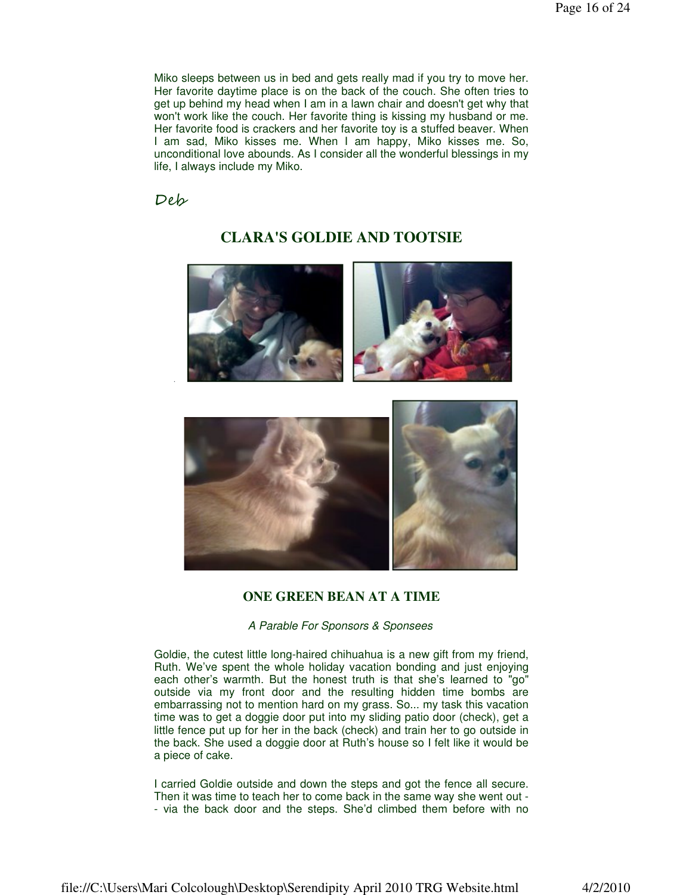Miko sleeps between us in bed and gets really mad if you try to move her. Her favorite daytime place is on the back of the couch. She often tries to get up behind my head when I am in a lawn chair and doesn't get why that won't work like the couch. Her favorite thing is kissing my husband or me. Her favorite food is crackers and her favorite toy is a stuffed beaver. When I am sad, Miko kisses me. When I am happy, Miko kisses me. So, unconditional love abounds. As I consider all the wonderful blessings in my life, I always include my Miko.

*Deb*

## CLARA'S GOLDIE AND TOOTSIE

## ONE GREEN BEAN AT A TIME

*A Parable For Sponsors & Sponsees*

Goldie, the cutest little long-haired chihuahua is a new gift from my friend, Ruth. We've spent the whole holiday vacation bonding and just enjoying each other's warmth. But the honest truth is that she's learned to "go" outside via my front door and the resulting hidden time bombs are embarrassing not to mention hard on my grass. So... my task this vacation time was to get a doggie door put into my sliding patio door (check), get a little fence put up for her in the back (check) and train her to go outside in the back. She used a doggie door at Ruth's house so I felt like it would be a piece of cake.

I carried Goldie outside and down the steps and got the fence all secure. Then it was time to teach her to come back in the same way she went out -- via the back door and the steps. She'd climbed them before with no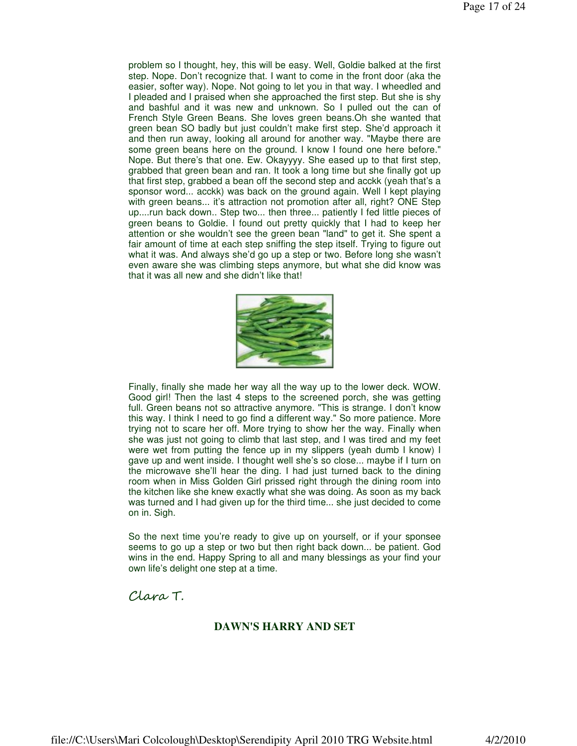problem so I thought, hey, this will be easy. Well, Goldie balked at the first step. Nope. Don't recognize that. I want to come in the front door (aka the easier, softer way). Nope. Not going to let you in that way. I wheedled and I pleaded and I praised when she approached the first step. But she is shy and bashful and it was new and unknown. So I pulled out the can of French Style Green Beans. She loves green beans.Oh she wanted that green bean SO badly but just couldn't make first step. She'd approach it and then run away, looking all around for another way. "Maybe there are some green beans here on the ground. I know I found one here before." Nope. But there's that one. Ew. Okayyyy. She eased up to that first step, grabbed that green bean and ran. It took a long time but she finally got up that first step, grabbed a bean off the second step and acckk (yeah that's a sponsor word... acckk) was back on the ground again. Well I kept playing with green beans... it's attraction not promotion after all, right? ONE Step up....run back down.. Step two... then three... patiently I fed little pieces of green beans to Goldie. I found out pretty quickly that I had to keep her attention or she wouldn't see the green bean "land" to get it. She spent a fair amount of time at each step sniffing the step itself. Trying to figure out what it was. And always she'd go up a step or two. Before long she wasn't even aware she was climbing steps anymore, but what she did know was that it was all new and she didn't like that!

Finally, finally she made her way all the way up to the lower deck. WOW. Good girl! Then the last 4 steps to the screened porch, she was getting full. Green beans not so attractive anymore. "This is strange. I don't know this way. I think I need to go find a different way." So more patience. More trying not to scare her off. More trying to show her the way. Finally when she was just not going to climb that last step, and I was tired and my feet were wet from putting the fence up in my slippers (yeah dumb I know) I gave up and went inside. I thought well she's so close... maybe if I turn on the microwave she'll hear the ding. I had just turned back to the dining room when in Miss Golden Girl prissed right through the dining room into the kitchen like she knew exactly what she was doing. As soon as my back was turned and I had given up for the third time... she just decided to come on in. Sigh.

So the next time you're ready to give up on yourself, or if your sponsee seems to go up a step or two but then right back down... be patient. God wins in the end. Happy Spring to all and many blessings as your find your own life's delight one step at a time.

Clara T.

## DAWN'S HARRY AND SET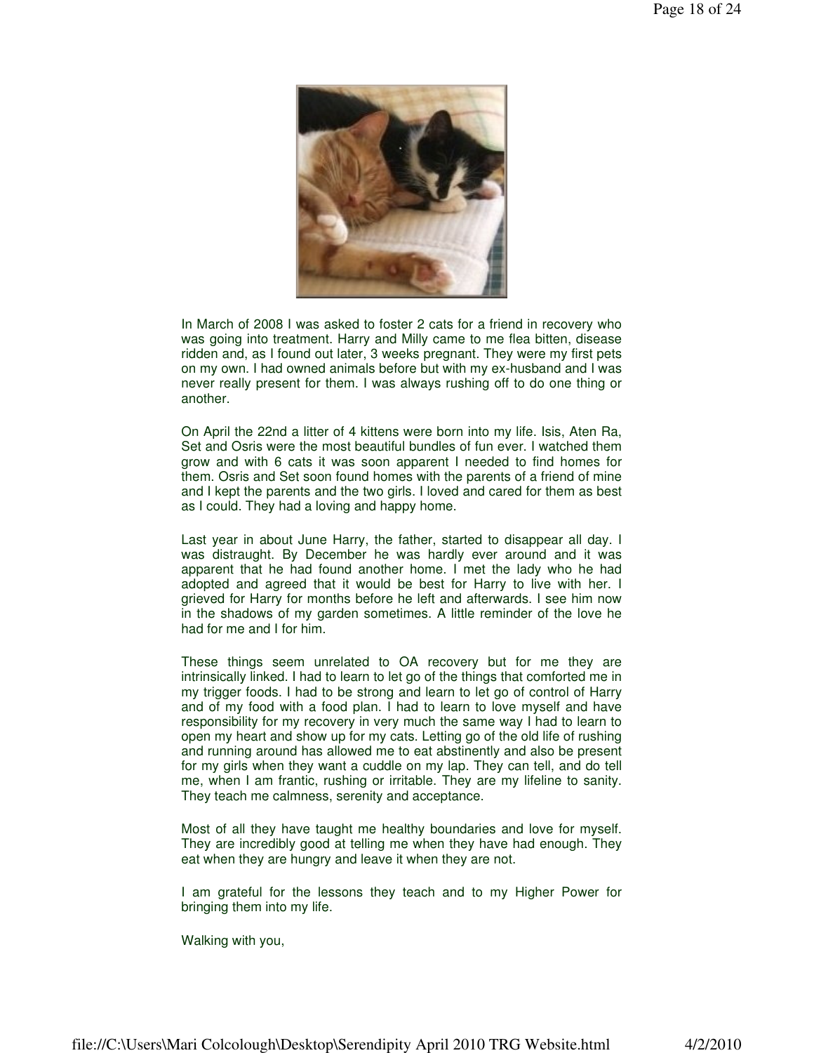In March of 2008 I was asked to foster 2 cats for a friend in recovery who was going into treatment. Harry and Milly came to me flea bitten, disease ridden and, as I found out later, 3 weeks pregnant. They were my first pets on my own. I had owned animals before but with my ex-husband and I was never really present for them. I was always rushing off to do one thing or another.

On April the 22nd a litter of 4 kittens were born into my life. Isis, Aten Ra, Set and Osris were the most beautiful bundles of fun ever. I watched them grow and with 6 cats it was soon apparent I needed to find homes for them. Osris and Set soon found homes with the parents of a friend of mine and I kept the parents and the two girls. I loved and cared for them as best as I could. They had a loving and happy home.

Last year in about June Harry, the father, started to disappear all day. I was distraught. By December he was hardly ever around and it was apparent that he had found another home. I met the lady who he had adopted and agreed that it would be best for Harry to live with her. I grieved for Harry for months before he left and afterwards. I see him now in the shadows of my garden sometimes. A little reminder of the love he had for me and I for him.

These things seem unrelated to OA recovery but for me they are intrinsically linked. I had to learn to let go of the things that comforted me in my trigger foods. I had to be strong and learn to let go of control of Harry and of my food with a food plan. I had to learn to love myself and have responsibility for my recovery in very much the same way I had to learn to open my heart and show up for my cats. Letting go of the old life of rushing and running around has allowed me to eat abstinently and also be present for my girls when they want a cuddle on my lap. They can tell, and do tell me, when I am frantic, rushing or irritable. They are my lifeline to sanity. They teach me calmness, serenity and acceptance.

Most of all they have taught me healthy boundaries and love for myself. They are incredibly good at telling me when they have had enough. They eat when they are hungry and leave it when they are not.

I am grateful for the lessons they teach and to my Higher Power for bringing them into my life.

Walking with you,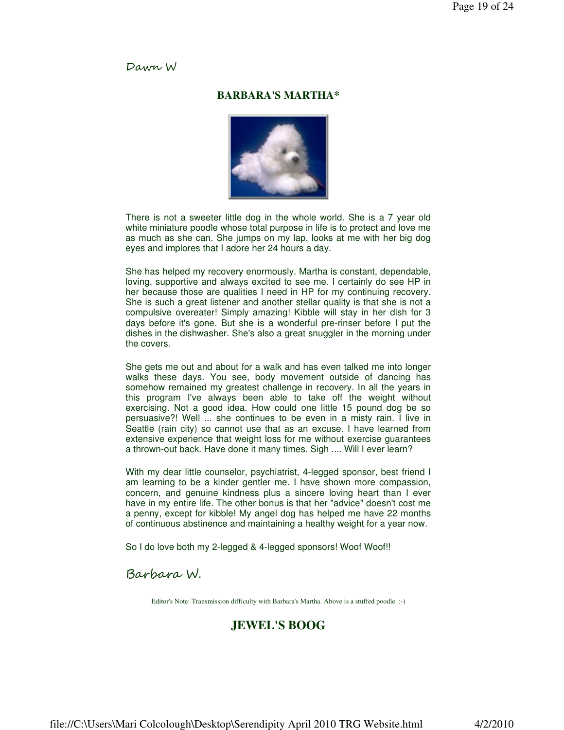Dawn W

## BARBARA'S MARTHA*

There is not a sweeter little dog in the whole world. She is a 7 year old white miniature poodle whose total purpose in life is to protect and love me as much as she can. She jumps on my lap, looks at me with her big dog eyes and implores that I adore her 24 hours a day.

She has helped my recovery enormously. Martha is constant, dependable, loving, supportive and always excited to see me. I certainly do see HP in her because those are qualities I need in HP for my continuing recovery. She is such a great listener and another stellar quality is that she is not a compulsive overeater! Simply amazing! Kibble will stay in her dish for 3 days before it's gone. But she is a wonderful pre-rinser before I put the dishes in the dishwasher. She's also a great snuggler in the morning under the covers.

She gets me out and about for a walk and has even talked me into longer walks these days. You see, body movement outside of dancing has somehow remained my greatest challenge in recovery. In all the years in this program I've always been able to take off the weight without exercising. Not a good idea. How could one little 15 pound dog be so persuasive?! Well ... she continues to be even in a misty rain. I live in Seattle (rain city) so cannot use that as an excuse. I have learned from extensive experience that weight loss for me without exercise guarantees a thrown-out back. Have done it many times. Sigh .... Will I ever learn?

With my dear little counselor, psychiatrist, 4-legged sponsor, best friend I am learning to be a kinder gentler me. I have shown more compassion, concern, and genuine kindness plus a sincere loving heart than I ever have in my entire life. The other bonus is that her "advice" doesn't cost me a penny, except for kibble! My angel dog has helped me have 22 months of continuous abstinence and maintaining a healthy weight for a year now.

So I do love both my 2-legged & 4-legged sponsors! Woof Woof!!

Barbara W.

Editor's Note: Transmission difficulty with Barbara's Martha. Above is a stuffed poodle. :-)

## JEWEL'S BOOG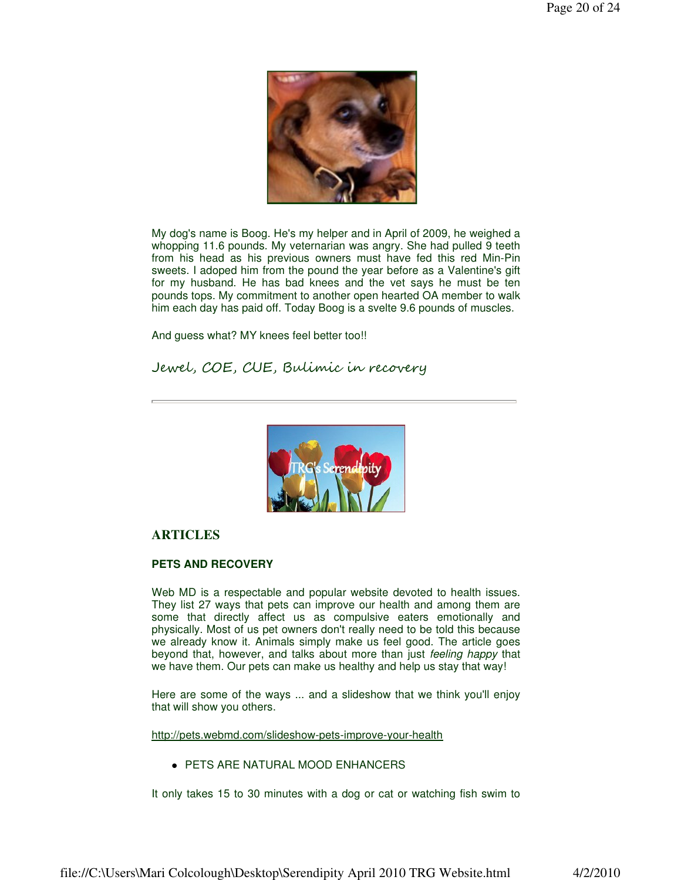My dog's name is Boog. He's my helper and in April of 2009, he weighed a whopping 11.6 pounds. My veternarian was angry. She had pulled 9 teeth from his head as his previous owners must have fed this red Min-Pin sweets. I adoped him from the pound the year before as a Valentine's gift for my husband. He has bad knees and the vet says he must be ten pounds tops. My commitment to another open hearted OA member to walk him each day has paid off. Today Boog is a svelte 9.6 pounds of muscles.

And guess what? MY knees feel better too!!

*Jewel, COE, CUE, Bulimic in recovery*

---

## ARTICLES

### PETS AND RECOVERY

Web MD is a respectable and popular website devoted to health issues. They list 27 ways that pets can improve our health and among them are some that directly affect us as compulsive eaters emotionally and physically. Most of us pet owners don't really need to be told this because we already know it. Animals simply make us feel good. The article goes beyond that, however, and talks about more than just *feeling happy* that we have them. Our pets can make us healthy and help us stay that way!

Here are some of the ways ... and a slideshow that we think you'll enjoy that will show you others.

http://pets.webmd.com/slideshow-pets-improve-your-health

- PETS ARE NATURAL MOOD ENHANCERS

It only takes 15 to 30 minutes with a dog or cat or watching fish swim to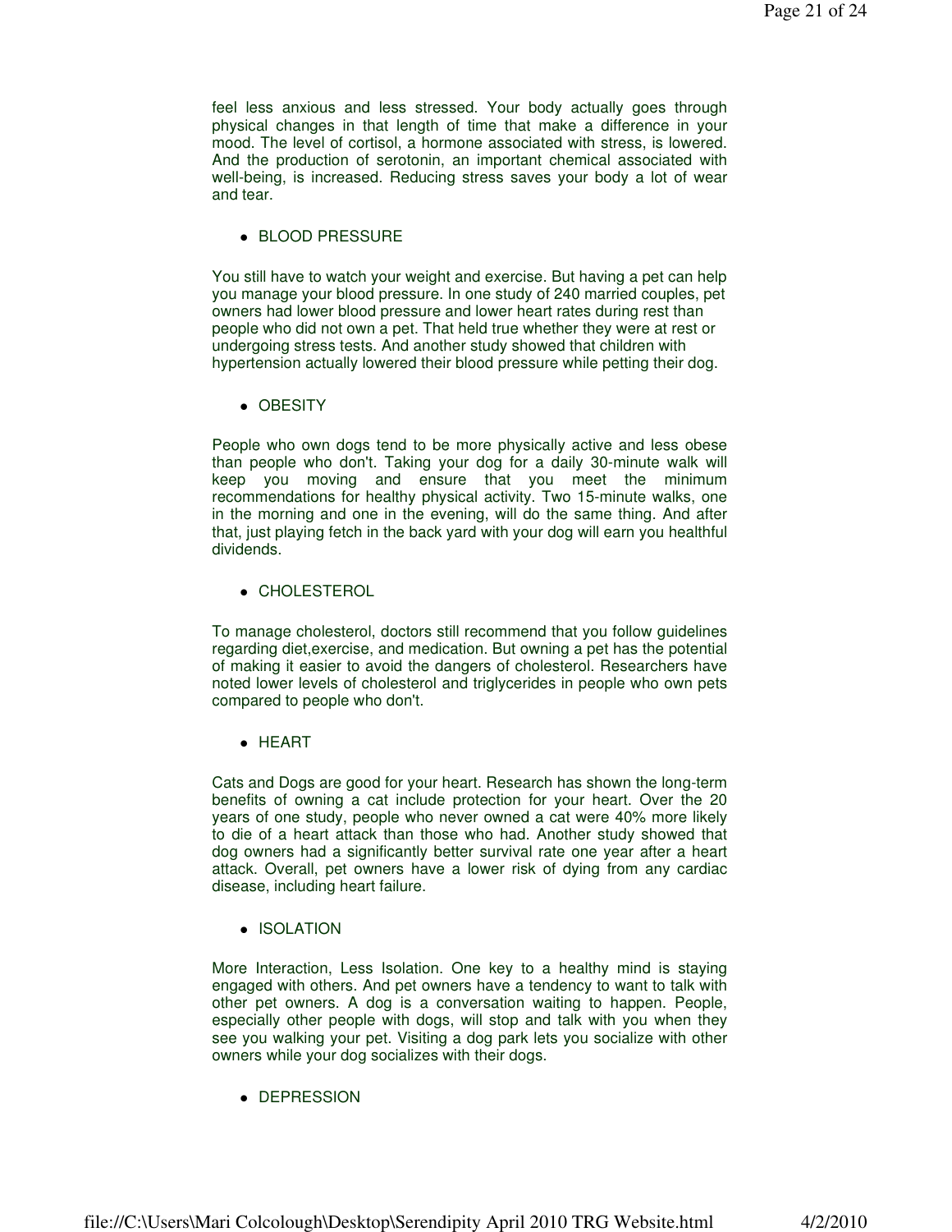feel less anxious and less stressed. Your body actually goes through physical changes in that length of time that make a difference in your mood. The level of cortisol, a hormone associated with stress, is lowered. And the production of serotonin, an important chemical associated with well-being, is increased. Reducing stress saves your body a lot of wear and tear.

- BLOOD PRESSURE

You still have to watch your weight and exercise. But having a pet can help you manage your blood pressure. In one study of 240 married couples, pet owners had lower blood pressure and lower heart rates during rest than people who did not own a pet. That held true whether they were at rest or undergoing stress tests. And another study showed that children with hypertension actually lowered their blood pressure while petting their dog.

- OBESITY

People who own dogs tend to be more physically active and less obese than people who don't. Taking your dog for a daily 30-minute walk will keep you moving and ensure that you meet the minimum recommendations for healthy physical activity. Two 15-minute walks, one in the morning and one in the evening, will do the same thing. And after that, just playing fetch in the back yard with your dog will earn you healthful dividends.

- CHOLESTEROL

To manage cholesterol, doctors still recommend that you follow guidelines regarding diet,exercise, and medication. But owning a pet has the potential of making it easier to avoid the dangers of cholesterol. Researchers have noted lower levels of cholesterol and triglycerides in people who own pets compared to people who don't.

- HEART

Cats and Dogs are good for your heart. Research has shown the long-term benefits of owning a cat include protection for your heart. Over the 20 years of one study, people who never owned a cat were 40% more likely to die of a heart attack than those who had. Another study showed that dog owners had a significantly better survival rate one year after a heart attack. Overall, pet owners have a lower risk of dying from any cardiac disease, including heart failure.

- ISOLATION

More Interaction, Less Isolation. One key to a healthy mind is staying engaged with others. And pet owners have a tendency to want to talk with other pet owners. A dog is a conversation waiting to happen. People, especially other people with dogs, will stop and talk with you when they see you walking your pet. Visiting a dog park lets you socialize with other owners while your dog socializes with their dogs.

- DEPRESSION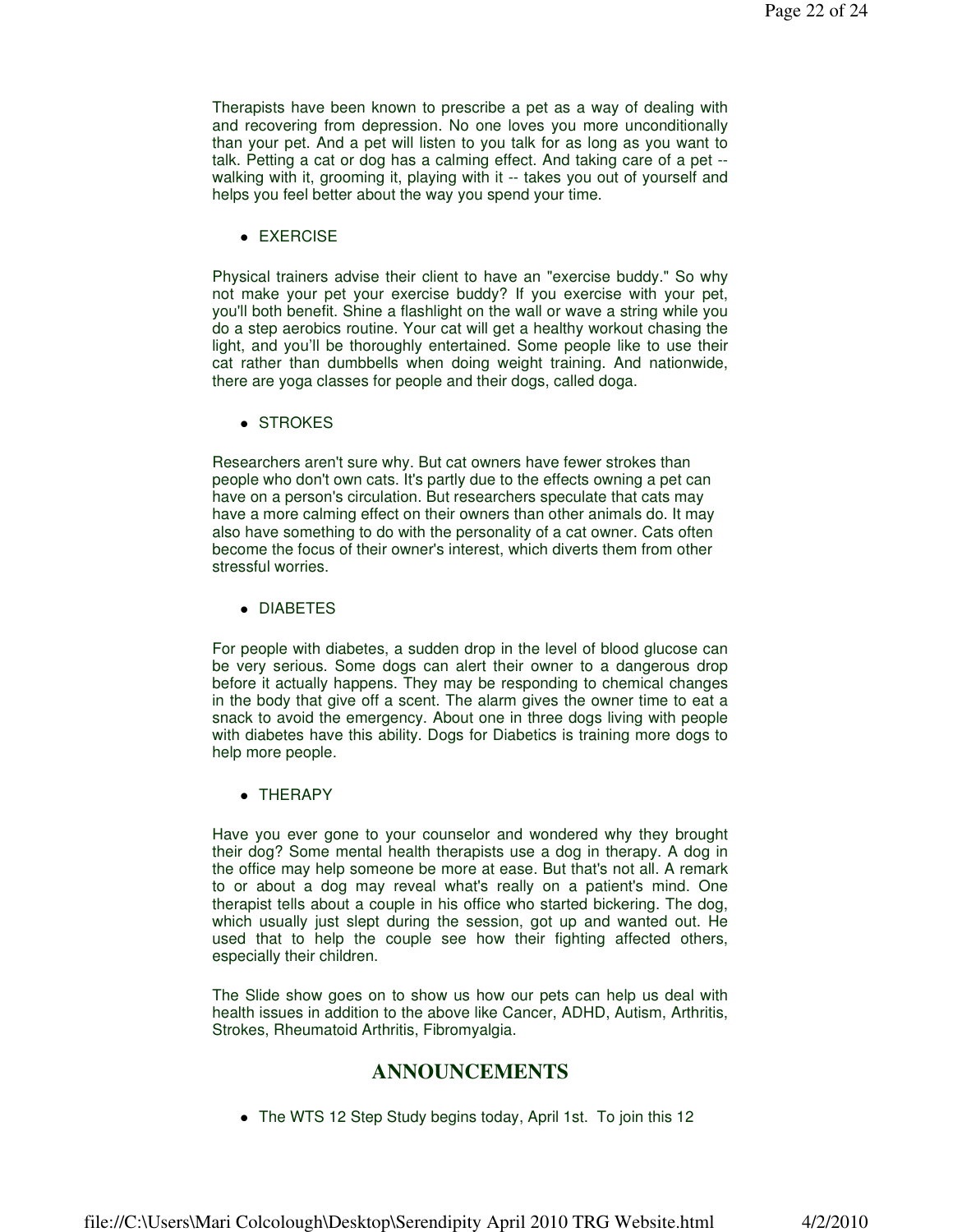Therapists have been known to prescribe a pet as a way of dealing with and recovering from depression. No one loves you more unconditionally than your pet. And a pet will listen to you talk for as long as you want to talk. Petting a cat or dog has a calming effect. And taking care of a pet -- walking with it, grooming it, playing with it -- takes you out of yourself and helps you feel better about the way you spend your time.

- EXERCISE

Physical trainers advise their client to have an "exercise buddy." So why not make your pet your exercise buddy? If you exercise with your pet, you'll both benefit. Shine a flashlight on the wall or wave a string while you do a step aerobics routine. Your cat will get a healthy workout chasing the light, and you'll be thoroughly entertained. Some people like to use their cat rather than dumbbells when doing weight training. And nationwide, there are yoga classes for people and their dogs, called doga.

- STROKES

Researchers aren't sure why. But cat owners have fewer strokes than people who don't own cats. It's partly due to the effects owning a pet can have on a person's circulation. But researchers speculate that cats may have a more calming effect on their owners than other animals do. It may also have something to do with the personality of a cat owner. Cats often become the focus of their owner's interest, which diverts them from other stressful worries.

- DIABETES

For people with diabetes, a sudden drop in the level of blood glucose can be very serious. Some dogs can alert their owner to a dangerous drop before it actually happens. They may be responding to chemical changes in the body that give off a scent. The alarm gives the owner time to eat a snack to avoid the emergency. About one in three dogs living with people with diabetes have this ability. Dogs for Diabetics is training more dogs to help more people.

- THERAPY

Have you ever gone to your counselor and wondered why they brought their dog? Some mental health therapists use a dog in therapy. A dog in the office may help someone be more at ease. But that's not all. A remark to or about a dog may reveal what's really on a patient's mind. One therapist tells about a couple in his office who started bickering. The dog, which usually just slept during the session, got up and wanted out. He used that to help the couple see how their fighting affected others, especially their children.

The Slide show goes on to show us how our pets can help us deal with health issues in addition to the above like Cancer, ADHD, Autism, Arthritis, Strokes, Rheumatoid Arthritis, Fibromyalgia.

## ANNOUNCEMENTS

- The WTS 12 Step Study begins today, April 1st. To join this 12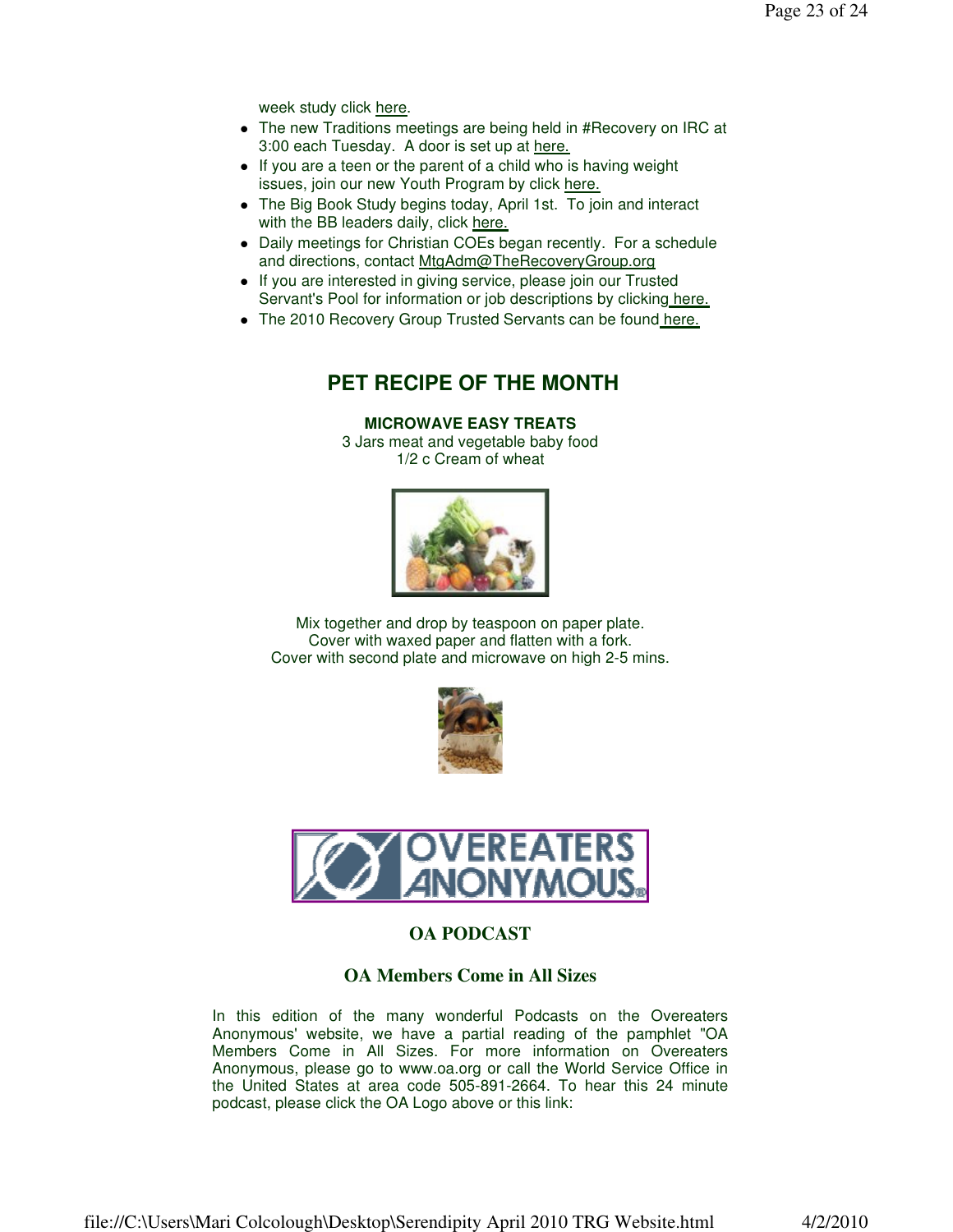week study click here.

- The new Traditions meetings are being held in #Recovery on IRC at 3:00 each Tuesday. A door is set up at here.
- If you are a teen or the parent of a child who is having weight issues, join our new Youth Program by click here.
- The Big Book Study begins today, April 1st. To join and interact with the BB leaders daily, click here.
- Daily meetings for Christian COEs began recently. For a schedule and directions, contact MtgAdm@TheRecoveryGroup.org
- If you are interested in giving service, please join our Trusted Servant's Pool for information or job descriptions by clicking here.
- The 2010 Recovery Group Trusted Servants can be found here.

## PET RECIPE OF THE MONTH

**MICROWAVE EASY TREATS**

3 Jars meat and vegetable baby food
1/2 c Cream of wheat

Mix together and drop by teaspoon on paper plate.
Cover with waxed paper and flatten with a fork.
Cover with second plate and microwave on high 2-5 mins.

OVEREATERS ANONYMOUS

### OA PODCAST

### OA Members Come in All Sizes

In this edition of the many wonderful Podcasts on the Overeaters Anonymous' website, we have a partial reading of the pamphlet "OA Members Come in All Sizes. For more information on Overeaters Anonymous, please go to www.oa.org or call the World Service Office in the United States at area code 505-891-2664. To hear this 24 minute podcast, please click the OA Logo above or this link: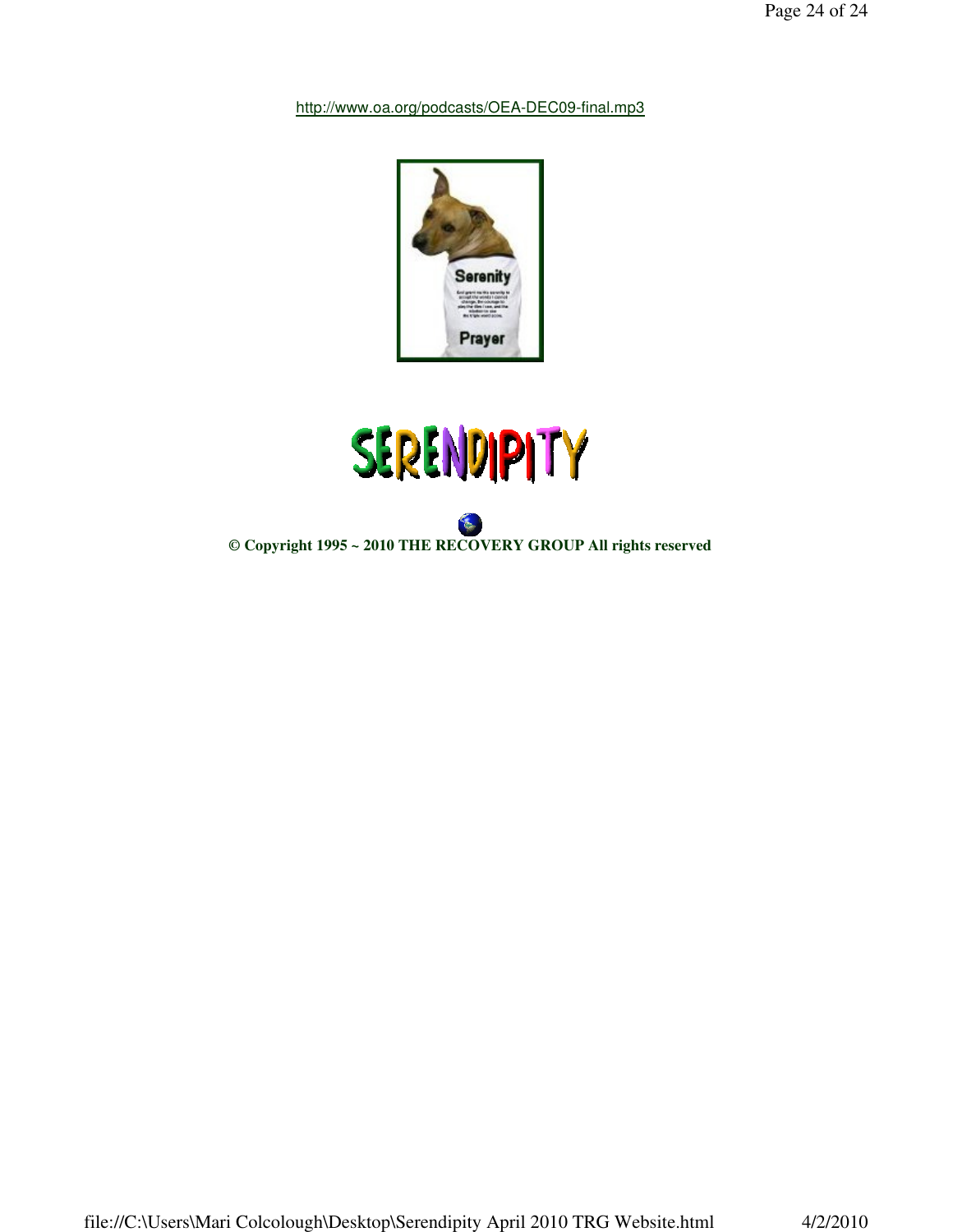http://www.oa.org/podcasts/OEA-DEC09-final.mp3

SERENDIPITY

**© Copyright 1995 ~ 2010 THE RECOVERY GROUP All rights reserved**